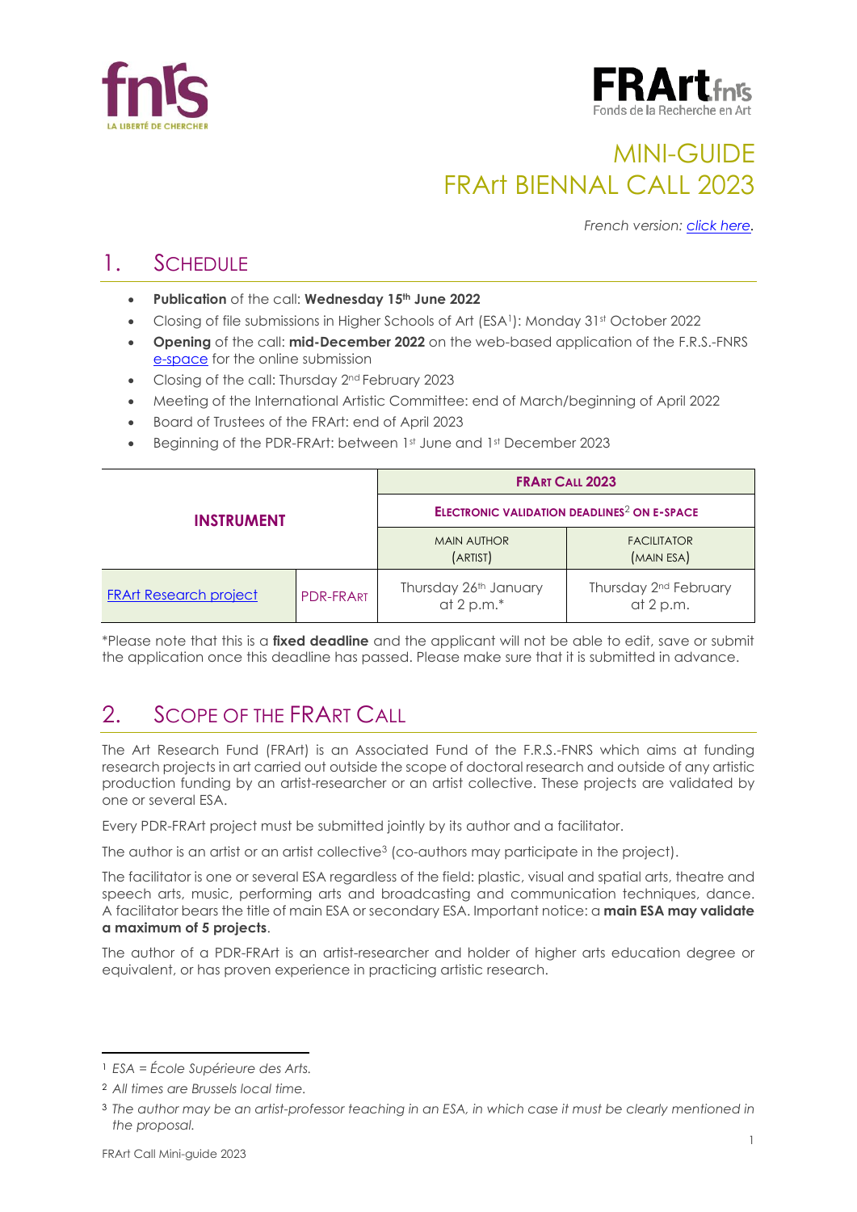# MINI-GUIDE
# FRArt BIENNAL CALL 2023

*French version: [click here](#).*

## 1. SCHEDULE

- **Publication** of the call: **Wednesday 15th June 2022**
- Closing of file submissions in Higher Schools of Art (ESA[1]): Monday 31st October 2022
- **Opening** of the call: **mid-December 2022** on the web-based application of the F.R.S.-FNRS [e-space](#) for the online submission
- Closing of the call: Thursday 2nd February 2023
- Meeting of the International Artistic Committee: end of March/beginning of April 2022
- Board of Trustees of the FRArt: end of April 2023
- Beginning of the PDR-FRArt: between 1st June and 1st December 2023

| **INSTRUMENT** | | **FRART CALL 2023** | |
|---|---|---|---|
| | | **ELECTRONIC VALIDATION DEADLINES[2] ON E-SPACE** | |
| | | MAIN AUTHOR (ARTIST) | FACILITATOR (MAIN ESA) |
| [FRArt Research project](#) | PDR-FRART | Thursday 26th January at 2 p.m.* | Thursday 2nd February at 2 p.m. |

*Please note that this is a **fixed deadline** and the applicant will not be able to edit, save or submit the application once this deadline has passed. Please make sure that it is submitted in advance.

## 2. SCOPE OF THE FRART CALL

The Art Research Fund (FRArt) is an Associated Fund of the F.R.S.-FNRS which aims at funding research projects in art carried out outside the scope of doctoral research and outside of any artistic production funding by an artist-researcher or an artist collective. These projects are validated by one or several ESA.

Every PDR-FRArt project must be submitted jointly by its author and a facilitator.

The author is an artist or an artist collective[3] (co-authors may participate in the project).

The facilitator is one or several ESA regardless of the field: plastic, visual and spatial arts, theatre and speech arts, music, performing arts and broadcasting and communication techniques, dance. A facilitator bears the title of main ESA or secondary ESA. Important notice: a **main ESA may validate a maximum of 5 projects**.

The author of a PDR-FRArt is an artist-researcher and holder of higher arts education degree or equivalent, or has proven experience in practicing artistic research.

---

[1] *ESA = École Supérieure des Arts.*

[2] *All times are Brussels local time.*

[3] *The author may be an artist-professor teaching in an ESA, in which case it must be clearly mentioned in the proposal.*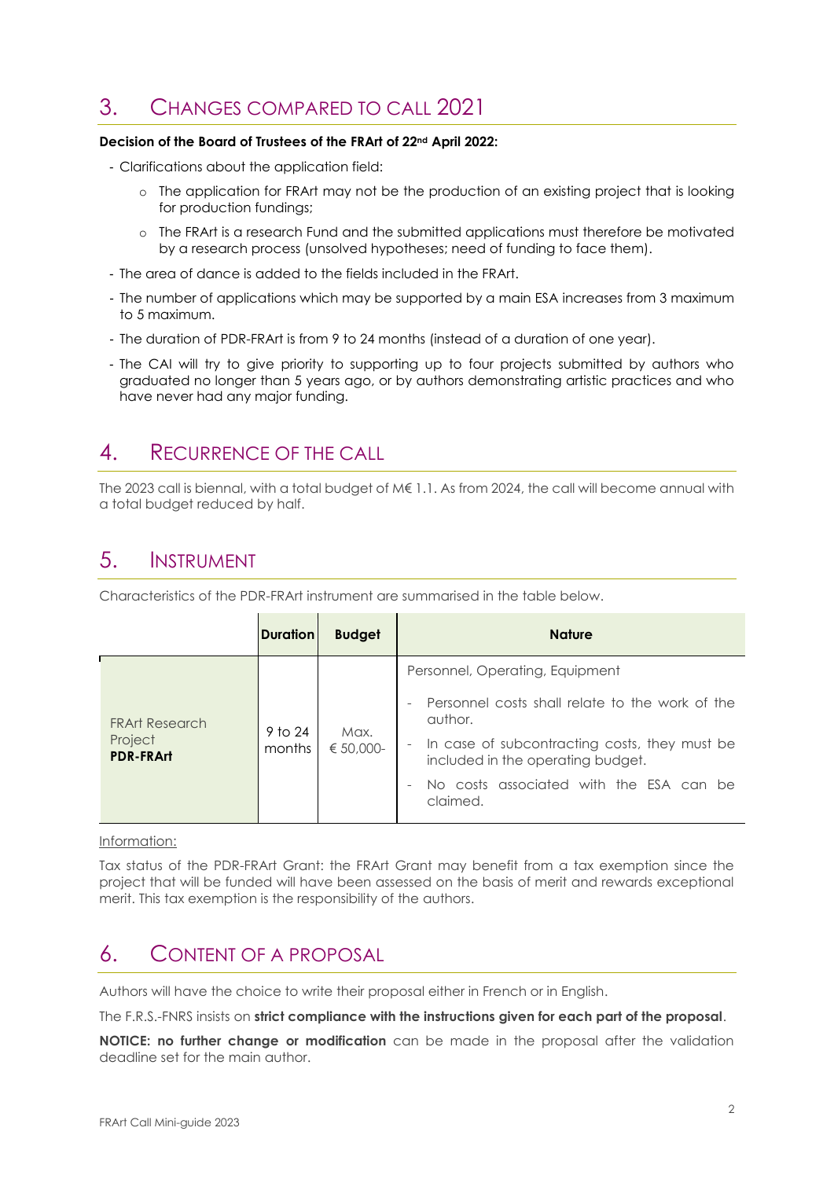## 3. Changes compared to call 2021

**Decision of the Board of Trustees of the FRArt of 22nd April 2022:**

- Clarifications about the application field:
  - The application for FRArt may not be the production of an existing project that is looking for production fundings;
  - The FRArt is a research Fund and the submitted applications must therefore be motivated by a research process (unsolved hypotheses; need of funding to face them).
- The area of dance is added to the fields included in the FRArt.
- The number of applications which may be supported by a main ESA increases from 3 maximum to 5 maximum.
- The duration of PDR-FRArt is from 9 to 24 months (instead of a duration of one year).
- The CAI will try to give priority to supporting up to four projects submitted by authors who graduated no longer than 5 years ago, or by authors demonstrating artistic practices and who have never had any major funding.

## 4. Recurrence of the call

The 2023 call is biennal, with a total budget of M€ 1.1. As from 2024, the call will become annual with a total budget reduced by half.

## 5. Instrument

Characteristics of the PDR-FRArt instrument are summarised in the table below.

| | Duration | Budget | Nature |
|---|---|---|---|
| FRArt Research Project **PDR-FRArt** | 9 to 24 months | Max. € 50,000- | Personnel, Operating, Equipment<br>- Personnel costs shall relate to the work of the author.<br>- In case of subcontracting costs, they must be included in the operating budget.<br>- No costs associated with the ESA can be claimed. |

Information:

Tax status of the PDR-FRArt Grant: the FRArt Grant may benefit from a tax exemption since the project that will be funded will have been assessed on the basis of merit and rewards exceptional merit. This tax exemption is the responsibility of the authors.

## 6. Content of a proposal

Authors will have the choice to write their proposal either in French or in English.

The F.R.S.-FNRS insists on **strict compliance with the instructions given for each part of the proposal**.

**NOTICE: no further change or modification** can be made in the proposal after the validation deadline set for the main author.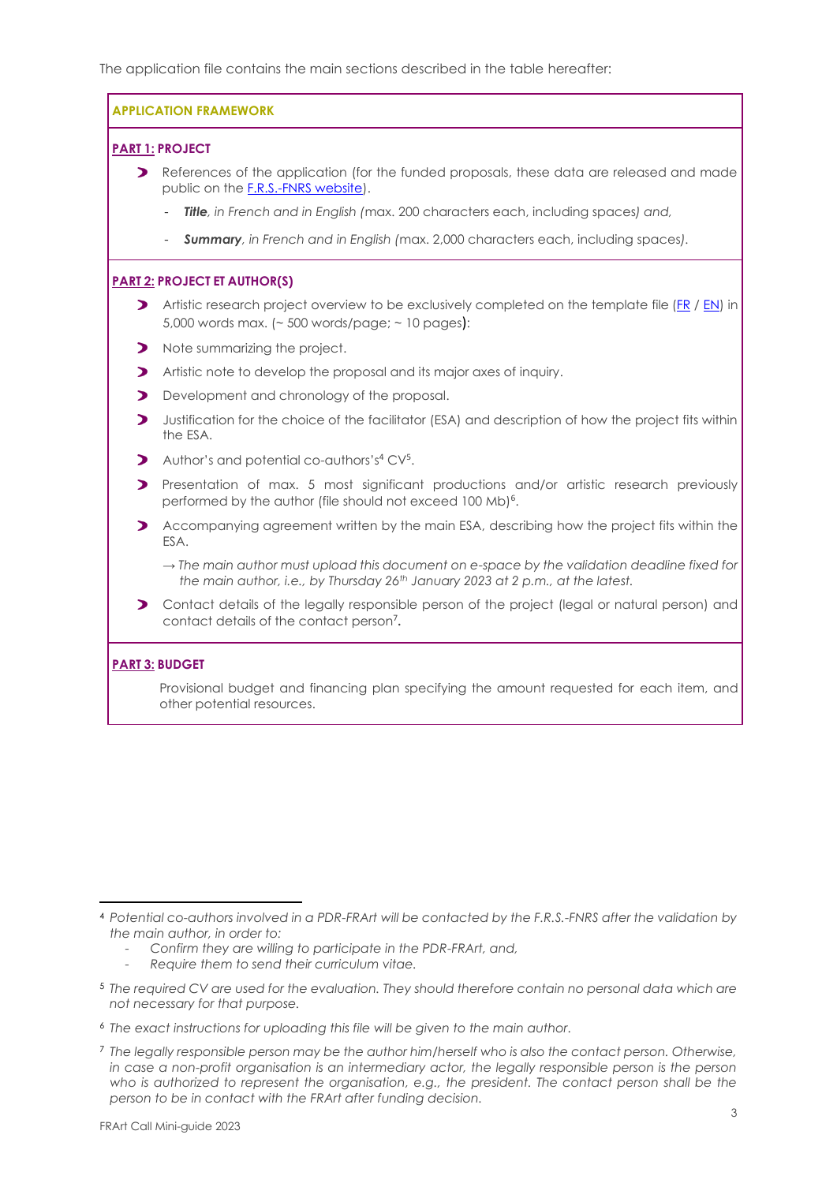The application file contains the main sections described in the table hereafter:

**APPLICATION FRAMEWORK**

**PART 1: PROJECT**

- References of the application (for the funded proposals, these data are released and made public on the [F.R.S.-FNRS website](F.R.S.-FNRS website)).
  - ***Title****, in French and in English (*max. 200 characters each, including spaces*) and,*
  - ***Summary****, in French and in English (*max. 2,000 characters each, including spaces*).*

**PART 2: PROJECT ET AUTHOR(S)**

- Artistic research project overview to be exclusively completed on the template file (FR / EN) in 5,000 words max. (~ 500 words/page; ~ 10 pages):
- Note summarizing the project.
- Artistic note to develop the proposal and its major axes of inquiry.
- Development and chronology of the proposal.
- Justification for the choice of the facilitator (ESA) and description of how the project fits within the ESA.
- Author's and potential co-authors's[4] CV[5].
- Presentation of max. 5 most significant productions and/or artistic research previously performed by the author (file should not exceed 100 Mb)[6].
- Accompanying agreement written by the main ESA, describing how the project fits within the ESA.

  *→ The main author must upload this document on e-space by the validation deadline fixed for the main author, i.e., by Thursday 26th January 2023 at 2 p.m., at the latest.*
- Contact details of the legally responsible person of the project (legal or natural person) and contact details of the contact person[7].

**PART 3: BUDGET**

Provisional budget and financing plan specifying the amount requested for each item, and other potential resources.

---

[4] *Potential co-authors involved in a PDR-FRArt will be contacted by the F.R.S.-FNRS after the validation by the main author, in order to:*
- *Confirm they are willing to participate in the PDR-FRArt, and,*
- *Require them to send their curriculum vitae.*

[5] *The required CV are used for the evaluation. They should therefore contain no personal data which are not necessary for that purpose.*

[6] *The exact instructions for uploading this file will be given to the main author.*

[7] *The legally responsible person may be the author him/herself who is also the contact person. Otherwise, in case a non-profit organisation is an intermediary actor, the legally responsible person is the person who is authorized to represent the organisation, e.g., the president. The contact person shall be the person to be in contact with the FRArt after funding decision.*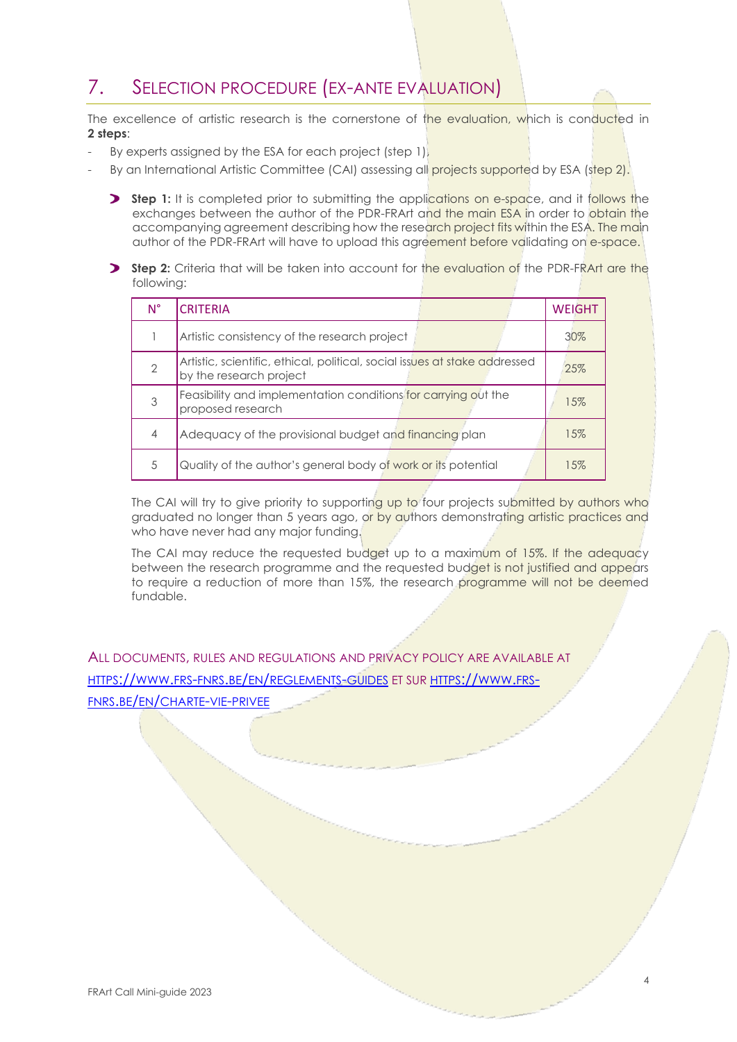## 7. Selection procedure (ex-ante evaluation)

The excellence of artistic research is the cornerstone of the evaluation, which is conducted in **2 steps**:

- By experts assigned by the ESA for each project (step 1),
- By an International Artistic Committee (CAI) assessing all projects supported by ESA (step 2).

- **Step 1:** It is completed prior to submitting the applications on e-space, and it follows the exchanges between the author of the PDR-FRArt and the main ESA in order to obtain the accompanying agreement describing how the research project fits within the ESA. The main author of the PDR-FRArt will have to upload this agreement before validating on e-space.

- **Step 2:** Criteria that will be taken into account for the evaluation of the PDR-FRArt are the following:

| N° | CRITERIA | WEIGHT |
|---|---|---|
| 1 | Artistic consistency of the research project | 30% |
| 2 | Artistic, scientific, ethical, political, social issues at stake addressed by the research project | 25% |
| 3 | Feasibility and implementation conditions for carrying out the proposed research | 15% |
| 4 | Adequacy of the provisional budget and financing plan | 15% |
| 5 | Quality of the author's general body of work or its potential | 15% |

The CAI will try to give priority to supporting up to four projects submitted by authors who graduated no longer than 5 years ago, or by authors demonstrating artistic practices and who have never had any major funding.

The CAI may reduce the requested budget up to a maximum of 15%. If the adequacy between the research programme and the requested budget is not justified and appears to require a reduction of more than 15%, the research programme will not be deemed fundable.

ALL DOCUMENTS, RULES AND REGULATIONS AND PRIVACY POLICY ARE AVAILABLE AT [HTTPS://WWW.FRS-FNRS.BE/EN/REGLEMENTS-GUIDES](https://www.frs-fnrs.be/en/reglements-guides) ET SUR [HTTPS://WWW.FRS-FNRS.BE/EN/CHARTE-VIE-PRIVEE](https://www.frs-fnrs.be/en/charte-vie-privee)